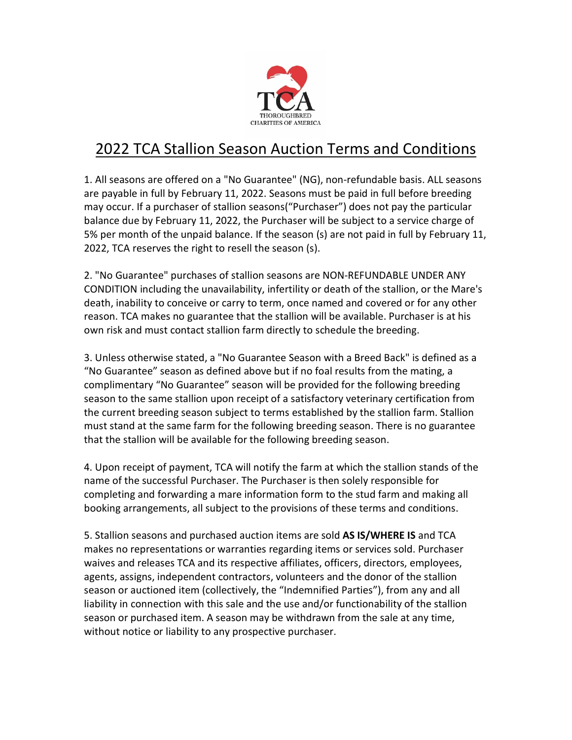TCA
THOROUGHBRED CHARITIES OF AMERICA

# 2022 TCA Stallion Season Auction Terms and Conditions

1. All seasons are offered on a "No Guarantee" (NG), non-refundable basis. ALL seasons are payable in full by February 11, 2022. Seasons must be paid in full before breeding may occur. If a purchaser of stallion seasons("Purchaser") does not pay the particular balance due by February 11, 2022, the Purchaser will be subject to a service charge of 5% per month of the unpaid balance. If the season (s) are not paid in full by February 11, 2022, TCA reserves the right to resell the season (s).

2. "No Guarantee" purchases of stallion seasons are NON-REFUNDABLE UNDER ANY CONDITION including the unavailability, infertility or death of the stallion, or the Mare's death, inability to conceive or carry to term, once named and covered or for any other reason. TCA makes no guarantee that the stallion will be available. Purchaser is at his own risk and must contact stallion farm directly to schedule the breeding.

3. Unless otherwise stated, a "No Guarantee Season with a Breed Back" is defined as a "No Guarantee" season as defined above but if no foal results from the mating, a complimentary "No Guarantee" season will be provided for the following breeding season to the same stallion upon receipt of a satisfactory veterinary certification from the current breeding season subject to terms established by the stallion farm. Stallion must stand at the same farm for the following breeding season. There is no guarantee that the stallion will be available for the following breeding season.

4. Upon receipt of payment, TCA will notify the farm at which the stallion stands of the name of the successful Purchaser. The Purchaser is then solely responsible for completing and forwarding a mare information form to the stud farm and making all booking arrangements, all subject to the provisions of these terms and conditions.

5. Stallion seasons and purchased auction items are sold **AS IS/WHERE IS** and TCA makes no representations or warranties regarding items or services sold. Purchaser waives and releases TCA and its respective affiliates, officers, directors, employees, agents, assigns, independent contractors, volunteers and the donor of the stallion season or auctioned item (collectively, the "Indemnified Parties"), from any and all liability in connection with this sale and the use and/or functionability of the stallion season or purchased item. A season may be withdrawn from the sale at any time, without notice or liability to any prospective purchaser.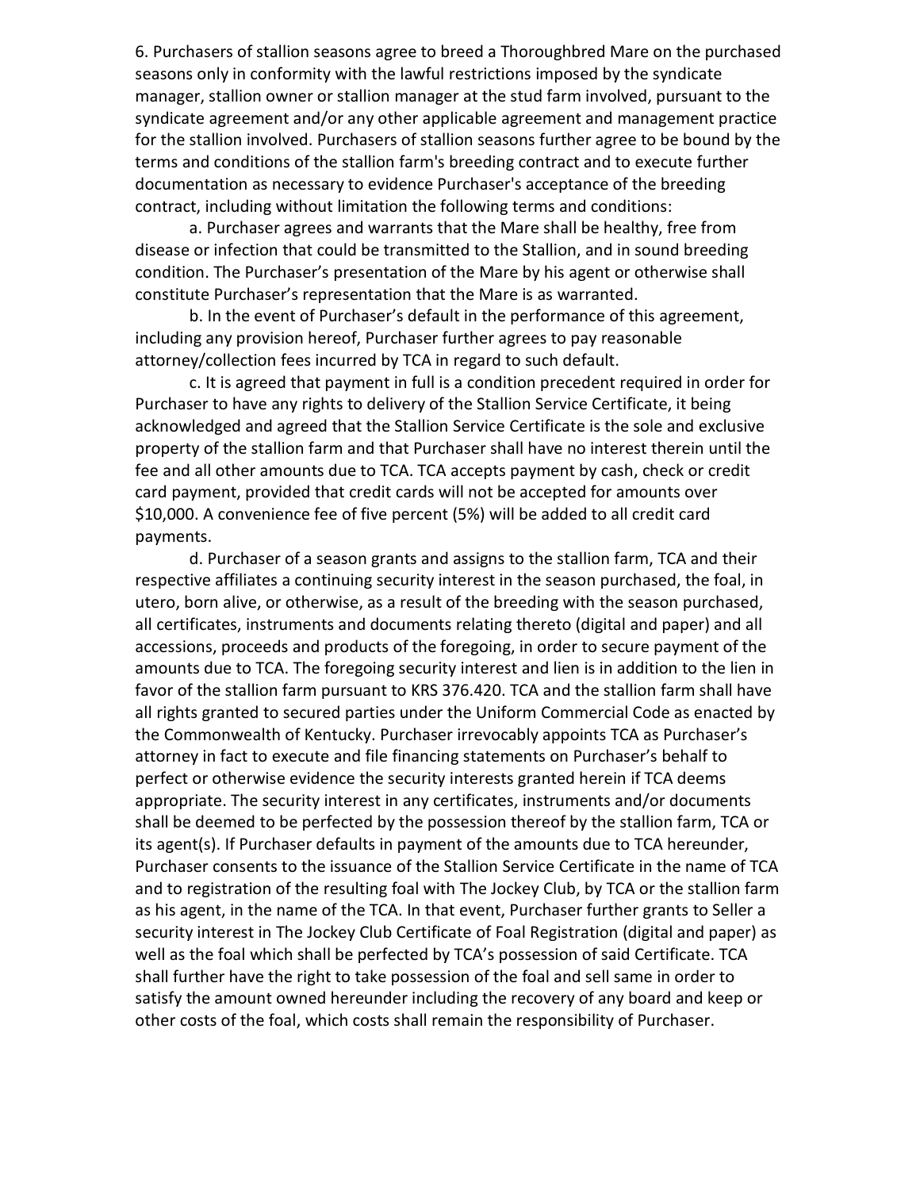6. Purchasers of stallion seasons agree to breed a Thoroughbred Mare on the purchased seasons only in conformity with the lawful restrictions imposed by the syndicate manager, stallion owner or stallion manager at the stud farm involved, pursuant to the syndicate agreement and/or any other applicable agreement and management practice for the stallion involved. Purchasers of stallion seasons further agree to be bound by the terms and conditions of the stallion farm's breeding contract and to execute further documentation as necessary to evidence Purchaser's acceptance of the breeding contract, including without limitation the following terms and conditions:

a. Purchaser agrees and warrants that the Mare shall be healthy, free from disease or infection that could be transmitted to the Stallion, and in sound breeding condition. The Purchaser's presentation of the Mare by his agent or otherwise shall constitute Purchaser's representation that the Mare is as warranted.

b. In the event of Purchaser's default in the performance of this agreement, including any provision hereof, Purchaser further agrees to pay reasonable attorney/collection fees incurred by TCA in regard to such default.

c. It is agreed that payment in full is a condition precedent required in order for Purchaser to have any rights to delivery of the Stallion Service Certificate, it being acknowledged and agreed that the Stallion Service Certificate is the sole and exclusive property of the stallion farm and that Purchaser shall have no interest therein until the fee and all other amounts due to TCA. TCA accepts payment by cash, check or credit card payment, provided that credit cards will not be accepted for amounts over $10,000. A convenience fee of five percent (5%) will be added to all credit card payments.

d. Purchaser of a season grants and assigns to the stallion farm, TCA and their respective affiliates a continuing security interest in the season purchased, the foal, in utero, born alive, or otherwise, as a result of the breeding with the season purchased, all certificates, instruments and documents relating thereto (digital and paper) and all accessions, proceeds and products of the foregoing, in order to secure payment of the amounts due to TCA. The foregoing security interest and lien is in addition to the lien in favor of the stallion farm pursuant to KRS 376.420. TCA and the stallion farm shall have all rights granted to secured parties under the Uniform Commercial Code as enacted by the Commonwealth of Kentucky. Purchaser irrevocably appoints TCA as Purchaser's attorney in fact to execute and file financing statements on Purchaser's behalf to perfect or otherwise evidence the security interests granted herein if TCA deems appropriate. The security interest in any certificates, instruments and/or documents shall be deemed to be perfected by the possession thereof by the stallion farm, TCA or its agent(s). If Purchaser defaults in payment of the amounts due to TCA hereunder, Purchaser consents to the issuance of the Stallion Service Certificate in the name of TCA and to registration of the resulting foal with The Jockey Club, by TCA or the stallion farm as his agent, in the name of the TCA. In that event, Purchaser further grants to Seller a security interest in The Jockey Club Certificate of Foal Registration (digital and paper) as well as the foal which shall be perfected by TCA's possession of said Certificate. TCA shall further have the right to take possession of the foal and sell same in order to satisfy the amount owned hereunder including the recovery of any board and keep or other costs of the foal, which costs shall remain the responsibility of Purchaser.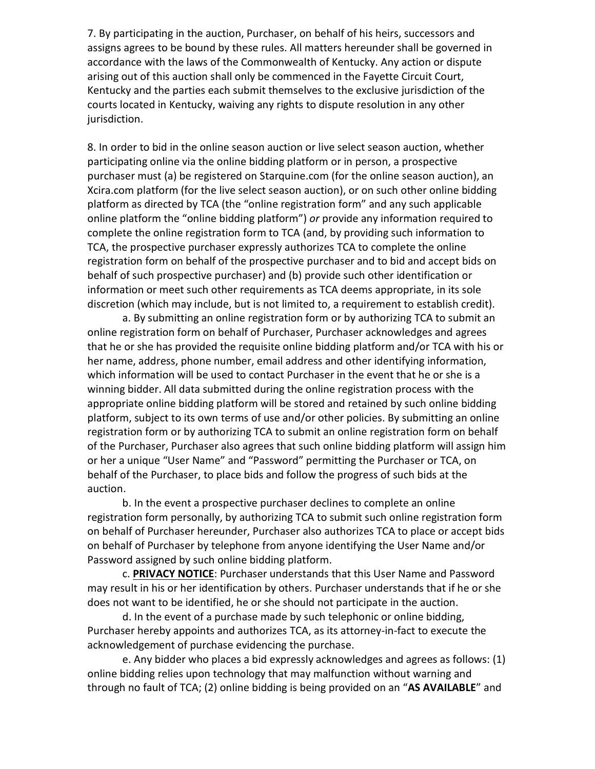7. By participating in the auction, Purchaser, on behalf of his heirs, successors and assigns agrees to be bound by these rules. All matters hereunder shall be governed in accordance with the laws of the Commonwealth of Kentucky. Any action or dispute arising out of this auction shall only be commenced in the Fayette Circuit Court, Kentucky and the parties each submit themselves to the exclusive jurisdiction of the courts located in Kentucky, waiving any rights to dispute resolution in any other jurisdiction.

8. In order to bid in the online season auction or live select season auction, whether participating online via the online bidding platform or in person, a prospective purchaser must (a) be registered on Starquine.com (for the online season auction), an Xcira.com platform (for the live select season auction), or on such other online bidding platform as directed by TCA (the "online registration form" and any such applicable online platform the "online bidding platform") *or* provide any information required to complete the online registration form to TCA (and, by providing such information to TCA, the prospective purchaser expressly authorizes TCA to complete the online registration form on behalf of the prospective purchaser and to bid and accept bids on behalf of such prospective purchaser) and (b) provide such other identification or information or meet such other requirements as TCA deems appropriate, in its sole discretion (which may include, but is not limited to, a requirement to establish credit).

a. By submitting an online registration form or by authorizing TCA to submit an online registration form on behalf of Purchaser, Purchaser acknowledges and agrees that he or she has provided the requisite online bidding platform and/or TCA with his or her name, address, phone number, email address and other identifying information, which information will be used to contact Purchaser in the event that he or she is a winning bidder. All data submitted during the online registration process with the appropriate online bidding platform will be stored and retained by such online bidding platform, subject to its own terms of use and/or other policies. By submitting an online registration form or by authorizing TCA to submit an online registration form on behalf of the Purchaser, Purchaser also agrees that such online bidding platform will assign him or her a unique "User Name" and "Password" permitting the Purchaser or TCA, on behalf of the Purchaser, to place bids and follow the progress of such bids at the auction.

b. In the event a prospective purchaser declines to complete an online registration form personally, by authorizing TCA to submit such online registration form on behalf of Purchaser hereunder, Purchaser also authorizes TCA to place or accept bids on behalf of Purchaser by telephone from anyone identifying the User Name and/or Password assigned by such online bidding platform.

c. **PRIVACY NOTICE**: Purchaser understands that this User Name and Password may result in his or her identification by others. Purchaser understands that if he or she does not want to be identified, he or she should not participate in the auction.

d. In the event of a purchase made by such telephonic or online bidding, Purchaser hereby appoints and authorizes TCA, as its attorney-in-fact to execute the acknowledgement of purchase evidencing the purchase.

e. Any bidder who places a bid expressly acknowledges and agrees as follows: (1) online bidding relies upon technology that may malfunction without warning and through no fault of TCA; (2) online bidding is being provided on an "**AS AVAILABLE**" and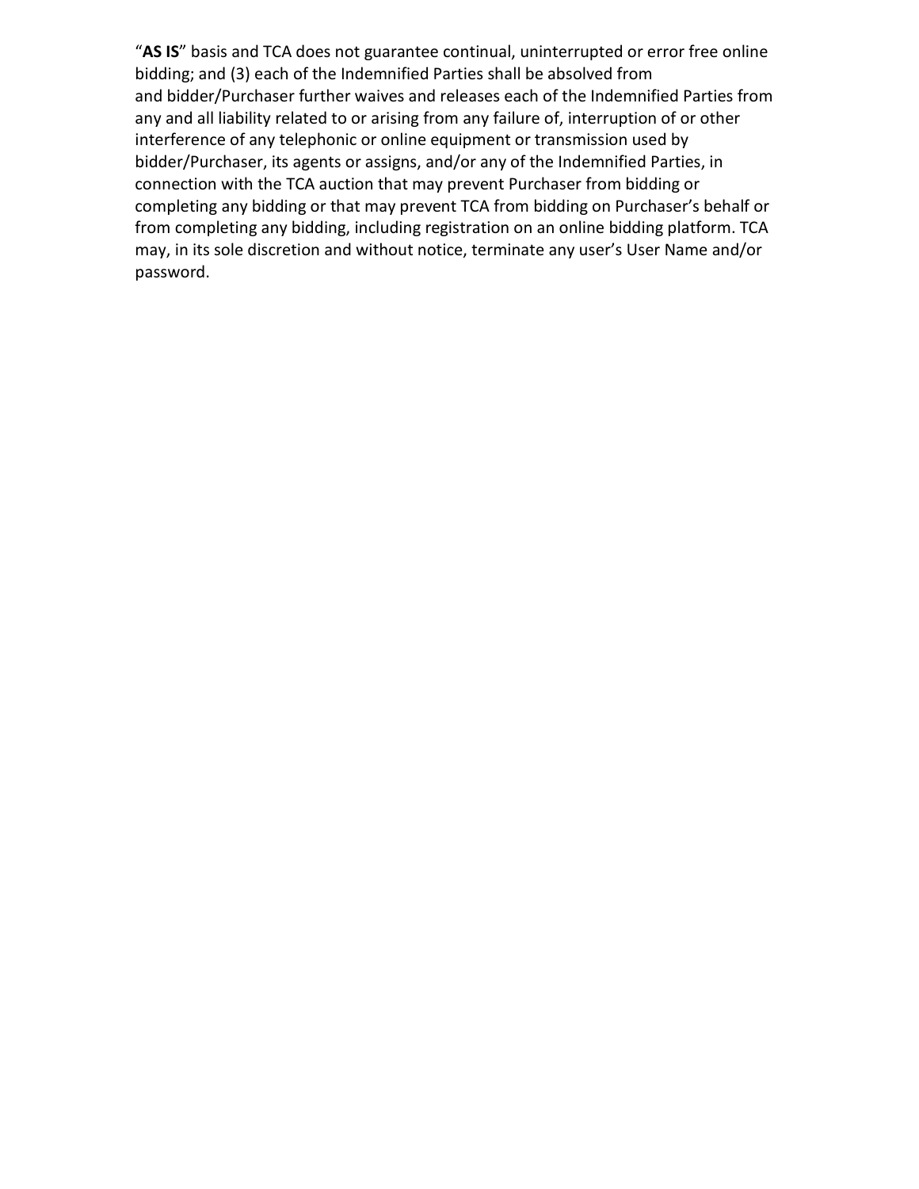"**AS IS**" basis and TCA does not guarantee continual, uninterrupted or error free online bidding; and (3) each of the Indemnified Parties shall be absolved from and bidder/Purchaser further waives and releases each of the Indemnified Parties from any and all liability related to or arising from any failure of, interruption of or other interference of any telephonic or online equipment or transmission used by bidder/Purchaser, its agents or assigns, and/or any of the Indemnified Parties, in connection with the TCA auction that may prevent Purchaser from bidding or completing any bidding or that may prevent TCA from bidding on Purchaser's behalf or from completing any bidding, including registration on an online bidding platform. TCA may, in its sole discretion and without notice, terminate any user's User Name and/or password.